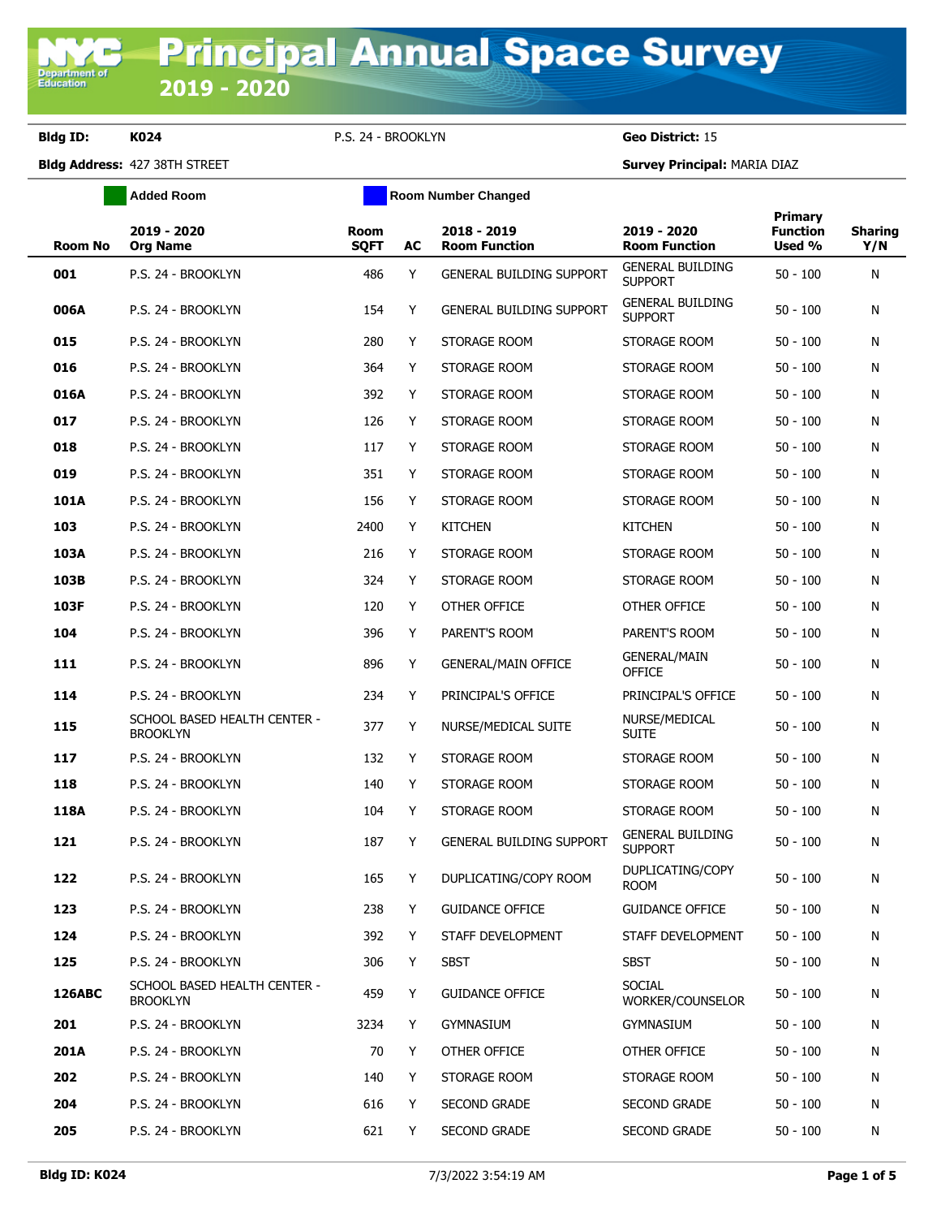# Principal Annual Space Survey

## 2019 - 2020

**Bldg ID:** **K024** P.S. 24 - BROOKLYN **Geo District:** 15

**Bldg Address:** 427 38TH STREET **Survey Principal:** MARIA DIAZ

Added Room | Room Number Changed

| Room No | 2019 - 2020 Org Name | Room SQFT | AC | 2018 - 2019 Room Function | 2019 - 2020 Room Function | Primary Function Used % | Sharing Y/N |
|---|---|---|---|---|---|---|---|
| **001** | P.S. 24 - BROOKLYN | 486 | Y | GENERAL BUILDING SUPPORT | GENERAL BUILDING SUPPORT | 50 - 100 | N |
| **006A** | P.S. 24 - BROOKLYN | 154 | Y | GENERAL BUILDING SUPPORT | GENERAL BUILDING SUPPORT | 50 - 100 | N |
| **015** | P.S. 24 - BROOKLYN | 280 | Y | STORAGE ROOM | STORAGE ROOM | 50 - 100 | N |
| **016** | P.S. 24 - BROOKLYN | 364 | Y | STORAGE ROOM | STORAGE ROOM | 50 - 100 | N |
| **016A** | P.S. 24 - BROOKLYN | 392 | Y | STORAGE ROOM | STORAGE ROOM | 50 - 100 | N |
| **017** | P.S. 24 - BROOKLYN | 126 | Y | STORAGE ROOM | STORAGE ROOM | 50 - 100 | N |
| **018** | P.S. 24 - BROOKLYN | 117 | Y | STORAGE ROOM | STORAGE ROOM | 50 - 100 | N |
| **019** | P.S. 24 - BROOKLYN | 351 | Y | STORAGE ROOM | STORAGE ROOM | 50 - 100 | N |
| **101A** | P.S. 24 - BROOKLYN | 156 | Y | STORAGE ROOM | STORAGE ROOM | 50 - 100 | N |
| **103** | P.S. 24 - BROOKLYN | 2400 | Y | KITCHEN | KITCHEN | 50 - 100 | N |
| **103A** | P.S. 24 - BROOKLYN | 216 | Y | STORAGE ROOM | STORAGE ROOM | 50 - 100 | N |
| **103B** | P.S. 24 - BROOKLYN | 324 | Y | STORAGE ROOM | STORAGE ROOM | 50 - 100 | N |
| **103F** | P.S. 24 - BROOKLYN | 120 | Y | OTHER OFFICE | OTHER OFFICE | 50 - 100 | N |
| **104** | P.S. 24 - BROOKLYN | 396 | Y | PARENT'S ROOM | PARENT'S ROOM | 50 - 100 | N |
| **111** | P.S. 24 - BROOKLYN | 896 | Y | GENERAL/MAIN OFFICE | GENERAL/MAIN OFFICE | 50 - 100 | N |
| **114** | P.S. 24 - BROOKLYN | 234 | Y | PRINCIPAL'S OFFICE | PRINCIPAL'S OFFICE | 50 - 100 | N |
| **115** | SCHOOL BASED HEALTH CENTER - BROOKLYN | 377 | Y | NURSE/MEDICAL SUITE | NURSE/MEDICAL SUITE | 50 - 100 | N |
| **117** | P.S. 24 - BROOKLYN | 132 | Y | STORAGE ROOM | STORAGE ROOM | 50 - 100 | N |
| **118** | P.S. 24 - BROOKLYN | 140 | Y | STORAGE ROOM | STORAGE ROOM | 50 - 100 | N |
| **118A** | P.S. 24 - BROOKLYN | 104 | Y | STORAGE ROOM | STORAGE ROOM | 50 - 100 | N |
| **121** | P.S. 24 - BROOKLYN | 187 | Y | GENERAL BUILDING SUPPORT | GENERAL BUILDING SUPPORT | 50 - 100 | N |
| **122** | P.S. 24 - BROOKLYN | 165 | Y | DUPLICATING/COPY ROOM | DUPLICATING/COPY ROOM | 50 - 100 | N |
| **123** | P.S. 24 - BROOKLYN | 238 | Y | GUIDANCE OFFICE | GUIDANCE OFFICE | 50 - 100 | N |
| **124** | P.S. 24 - BROOKLYN | 392 | Y | STAFF DEVELOPMENT | STAFF DEVELOPMENT | 50 - 100 | N |
| **125** | P.S. 24 - BROOKLYN | 306 | Y | SBST | SBST | 50 - 100 | N |
| **126ABC** | SCHOOL BASED HEALTH CENTER - BROOKLYN | 459 | Y | GUIDANCE OFFICE | SOCIAL WORKER/COUNSELOR | 50 - 100 | N |
| **201** | P.S. 24 - BROOKLYN | 3234 | Y | GYMNASIUM | GYMNASIUM | 50 - 100 | N |
| **201A** | P.S. 24 - BROOKLYN | 70 | Y | OTHER OFFICE | OTHER OFFICE | 50 - 100 | N |
| **202** | P.S. 24 - BROOKLYN | 140 | Y | STORAGE ROOM | STORAGE ROOM | 50 - 100 | N |
| **204** | P.S. 24 - BROOKLYN | 616 | Y | SECOND GRADE | SECOND GRADE | 50 - 100 | N |
| **205** | P.S. 24 - BROOKLYN | 621 | Y | SECOND GRADE | SECOND GRADE | 50 - 100 | N |

**Bldg ID: K024** 7/3/2022 3:54:19 AM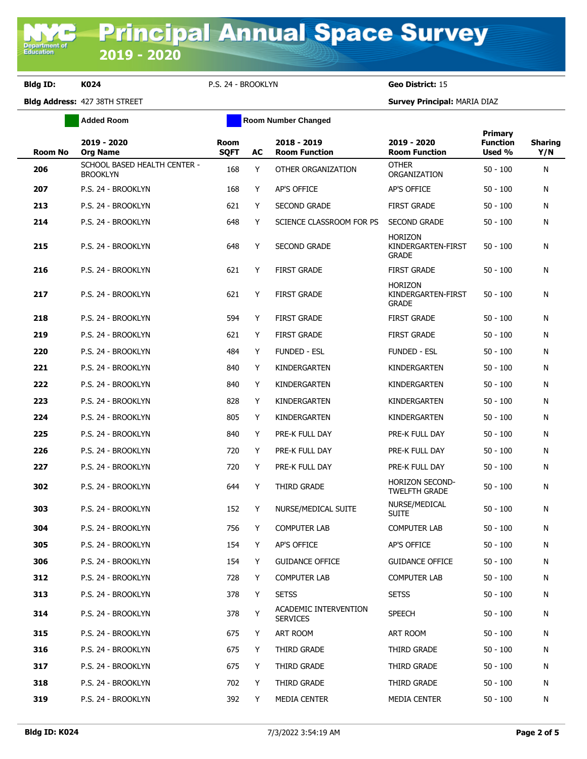# Principal Annual Space Survey 2019 - 2020

**Bldg ID:** K024 P.S. 24 - BROOKLYN **Geo District:** 15

**Bldg Address:** 427 38TH STREET **Survey Principal:** MARIA DIAZ

Added Room | Room Number Changed

| Room No | 2019 - 2020 Org Name | Room SQFT | AC | 2018 - 2019 Room Function | 2019 - 2020 Room Function | Primary Function Used % | Sharing Y/N |
|---|---|---|---|---|---|---|---|
| 206 | SCHOOL BASED HEALTH CENTER - BROOKLYN | 168 | Y | OTHER ORGANIZATION | OTHER ORGANIZATION | 50 - 100 | N |
| 207 | P.S. 24 - BROOKLYN | 168 | Y | AP'S OFFICE | AP'S OFFICE | 50 - 100 | N |
| 213 | P.S. 24 - BROOKLYN | 621 | Y | SECOND GRADE | FIRST GRADE | 50 - 100 | N |
| 214 | P.S. 24 - BROOKLYN | 648 | Y | SCIENCE CLASSROOM FOR PS | SECOND GRADE | 50 - 100 | N |
| 215 | P.S. 24 - BROOKLYN | 648 | Y | SECOND GRADE | HORIZON KINDERGARTEN-FIRST GRADE | 50 - 100 | N |
| 216 | P.S. 24 - BROOKLYN | 621 | Y | FIRST GRADE | FIRST GRADE | 50 - 100 | N |
| 217 | P.S. 24 - BROOKLYN | 621 | Y | FIRST GRADE | HORIZON KINDERGARTEN-FIRST GRADE | 50 - 100 | N |
| 218 | P.S. 24 - BROOKLYN | 594 | Y | FIRST GRADE | FIRST GRADE | 50 - 100 | N |
| 219 | P.S. 24 - BROOKLYN | 621 | Y | FIRST GRADE | FIRST GRADE | 50 - 100 | N |
| 220 | P.S. 24 - BROOKLYN | 484 | Y | FUNDED - ESL | FUNDED - ESL | 50 - 100 | N |
| 221 | P.S. 24 - BROOKLYN | 840 | Y | KINDERGARTEN | KINDERGARTEN | 50 - 100 | N |
| 222 | P.S. 24 - BROOKLYN | 840 | Y | KINDERGARTEN | KINDERGARTEN | 50 - 100 | N |
| 223 | P.S. 24 - BROOKLYN | 828 | Y | KINDERGARTEN | KINDERGARTEN | 50 - 100 | N |
| 224 | P.S. 24 - BROOKLYN | 805 | Y | KINDERGARTEN | KINDERGARTEN | 50 - 100 | N |
| 225 | P.S. 24 - BROOKLYN | 840 | Y | PRE-K FULL DAY | PRE-K FULL DAY | 50 - 100 | N |
| 226 | P.S. 24 - BROOKLYN | 720 | Y | PRE-K FULL DAY | PRE-K FULL DAY | 50 - 100 | N |
| 227 | P.S. 24 - BROOKLYN | 720 | Y | PRE-K FULL DAY | PRE-K FULL DAY | 50 - 100 | N |
| 302 | P.S. 24 - BROOKLYN | 644 | Y | THIRD GRADE | HORIZON SECOND-TWELFTH GRADE | 50 - 100 | N |
| 303 | P.S. 24 - BROOKLYN | 152 | Y | NURSE/MEDICAL SUITE | NURSE/MEDICAL SUITE | 50 - 100 | N |
| 304 | P.S. 24 - BROOKLYN | 756 | Y | COMPUTER LAB | COMPUTER LAB | 50 - 100 | N |
| 305 | P.S. 24 - BROOKLYN | 154 | Y | AP'S OFFICE | AP'S OFFICE | 50 - 100 | N |
| 306 | P.S. 24 - BROOKLYN | 154 | Y | GUIDANCE OFFICE | GUIDANCE OFFICE | 50 - 100 | N |
| 312 | P.S. 24 - BROOKLYN | 728 | Y | COMPUTER LAB | COMPUTER LAB | 50 - 100 | N |
| 313 | P.S. 24 - BROOKLYN | 378 | Y | SETSS | SETSS | 50 - 100 | N |
| 314 | P.S. 24 - BROOKLYN | 378 | Y | ACADEMIC INTERVENTION SERVICES | SPEECH | 50 - 100 | N |
| 315 | P.S. 24 - BROOKLYN | 675 | Y | ART ROOM | ART ROOM | 50 - 100 | N |
| 316 | P.S. 24 - BROOKLYN | 675 | Y | THIRD GRADE | THIRD GRADE | 50 - 100 | N |
| 317 | P.S. 24 - BROOKLYN | 675 | Y | THIRD GRADE | THIRD GRADE | 50 - 100 | N |
| 318 | P.S. 24 - BROOKLYN | 702 | Y | THIRD GRADE | THIRD GRADE | 50 - 100 | N |
| 319 | P.S. 24 - BROOKLYN | 392 | Y | MEDIA CENTER | MEDIA CENTER | 50 - 100 | N |

Bldg ID: K024 7/3/2022 3:54:19 AM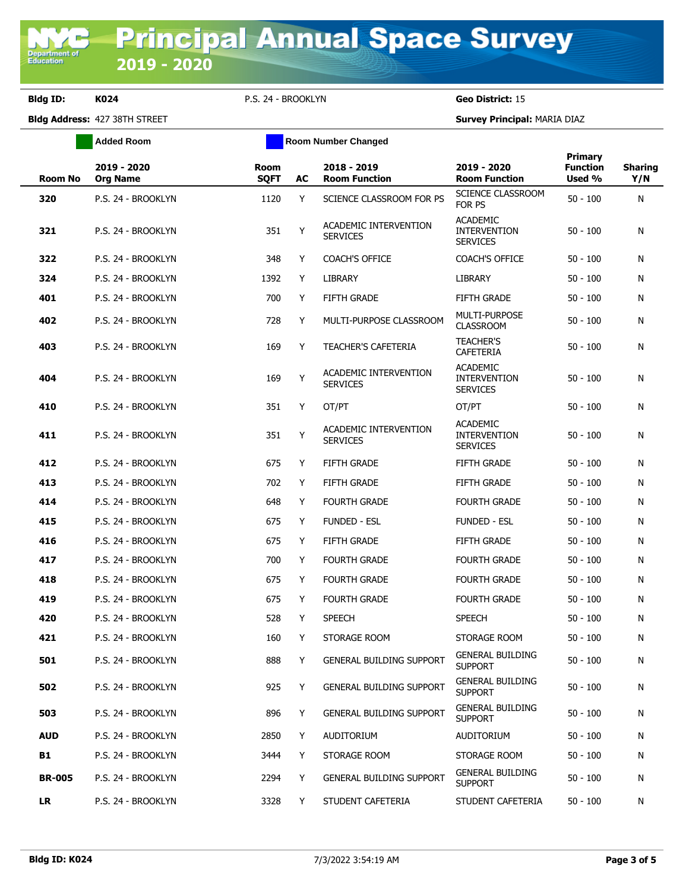# Principal Annual Space Survey 2019 - 2020

**Bldg ID:** K024 &nbsp;&nbsp;&nbsp; P.S. 24 - BROOKLYN &nbsp;&nbsp;&nbsp; **Geo District:** 15

**Bldg Address:** 427 38TH STREET &nbsp;&nbsp;&nbsp; **Survey Principal:** MARIA DIAZ

Added Room &nbsp;&nbsp;&nbsp; Room Number Changed

| Room No | 2019 - 2020 Org Name | Room SQFT | AC | 2018 - 2019 Room Function | 2019 - 2020 Room Function | Primary Function Used % | Sharing Y/N |
|---|---|---|---|---|---|---|---|
| **320** | P.S. 24 - BROOKLYN | 1120 | Y | SCIENCE CLASSROOM FOR PS | SCIENCE CLASSROOM FOR PS | 50 - 100 | N |
| **321** | P.S. 24 - BROOKLYN | 351 | Y | ACADEMIC INTERVENTION SERVICES | ACADEMIC INTERVENTION SERVICES | 50 - 100 | N |
| **322** | P.S. 24 - BROOKLYN | 348 | Y | COACH'S OFFICE | COACH'S OFFICE | 50 - 100 | N |
| **324** | P.S. 24 - BROOKLYN | 1392 | Y | LIBRARY | LIBRARY | 50 - 100 | N |
| **401** | P.S. 24 - BROOKLYN | 700 | Y | FIFTH GRADE | FIFTH GRADE | 50 - 100 | N |
| **402** | P.S. 24 - BROOKLYN | 728 | Y | MULTI-PURPOSE CLASSROOM | MULTI-PURPOSE CLASSROOM | 50 - 100 | N |
| **403** | P.S. 24 - BROOKLYN | 169 | Y | TEACHER'S CAFETERIA | TEACHER'S CAFETERIA | 50 - 100 | N |
| **404** | P.S. 24 - BROOKLYN | 169 | Y | ACADEMIC INTERVENTION SERVICES | ACADEMIC INTERVENTION SERVICES | 50 - 100 | N |
| **410** | P.S. 24 - BROOKLYN | 351 | Y | OT/PT | OT/PT | 50 - 100 | N |
| **411** | P.S. 24 - BROOKLYN | 351 | Y | ACADEMIC INTERVENTION SERVICES | ACADEMIC INTERVENTION SERVICES | 50 - 100 | N |
| **412** | P.S. 24 - BROOKLYN | 675 | Y | FIFTH GRADE | FIFTH GRADE | 50 - 100 | N |
| **413** | P.S. 24 - BROOKLYN | 702 | Y | FIFTH GRADE | FIFTH GRADE | 50 - 100 | N |
| **414** | P.S. 24 - BROOKLYN | 648 | Y | FOURTH GRADE | FOURTH GRADE | 50 - 100 | N |
| **415** | P.S. 24 - BROOKLYN | 675 | Y | FUNDED - ESL | FUNDED - ESL | 50 - 100 | N |
| **416** | P.S. 24 - BROOKLYN | 675 | Y | FIFTH GRADE | FIFTH GRADE | 50 - 100 | N |
| **417** | P.S. 24 - BROOKLYN | 700 | Y | FOURTH GRADE | FOURTH GRADE | 50 - 100 | N |
| **418** | P.S. 24 - BROOKLYN | 675 | Y | FOURTH GRADE | FOURTH GRADE | 50 - 100 | N |
| **419** | P.S. 24 - BROOKLYN | 675 | Y | FOURTH GRADE | FOURTH GRADE | 50 - 100 | N |
| **420** | P.S. 24 - BROOKLYN | 528 | Y | SPEECH | SPEECH | 50 - 100 | N |
| **421** | P.S. 24 - BROOKLYN | 160 | Y | STORAGE ROOM | STORAGE ROOM | 50 - 100 | N |
| **501** | P.S. 24 - BROOKLYN | 888 | Y | GENERAL BUILDING SUPPORT | GENERAL BUILDING SUPPORT | 50 - 100 | N |
| **502** | P.S. 24 - BROOKLYN | 925 | Y | GENERAL BUILDING SUPPORT | GENERAL BUILDING SUPPORT | 50 - 100 | N |
| **503** | P.S. 24 - BROOKLYN | 896 | Y | GENERAL BUILDING SUPPORT | GENERAL BUILDING SUPPORT | 50 - 100 | N |
| **AUD** | P.S. 24 - BROOKLYN | 2850 | Y | AUDITORIUM | AUDITORIUM | 50 - 100 | N |
| **B1** | P.S. 24 - BROOKLYN | 3444 | Y | STORAGE ROOM | STORAGE ROOM | 50 - 100 | N |
| **BR-005** | P.S. 24 - BROOKLYN | 2294 | Y | GENERAL BUILDING SUPPORT | GENERAL BUILDING SUPPORT | 50 - 100 | N |
| **LR** | P.S. 24 - BROOKLYN | 3328 | Y | STUDENT CAFETERIA | STUDENT CAFETERIA | 50 - 100 | N |

**Bldg ID: K024** &nbsp;&nbsp;&nbsp; 7/3/2022 3:54:19 AM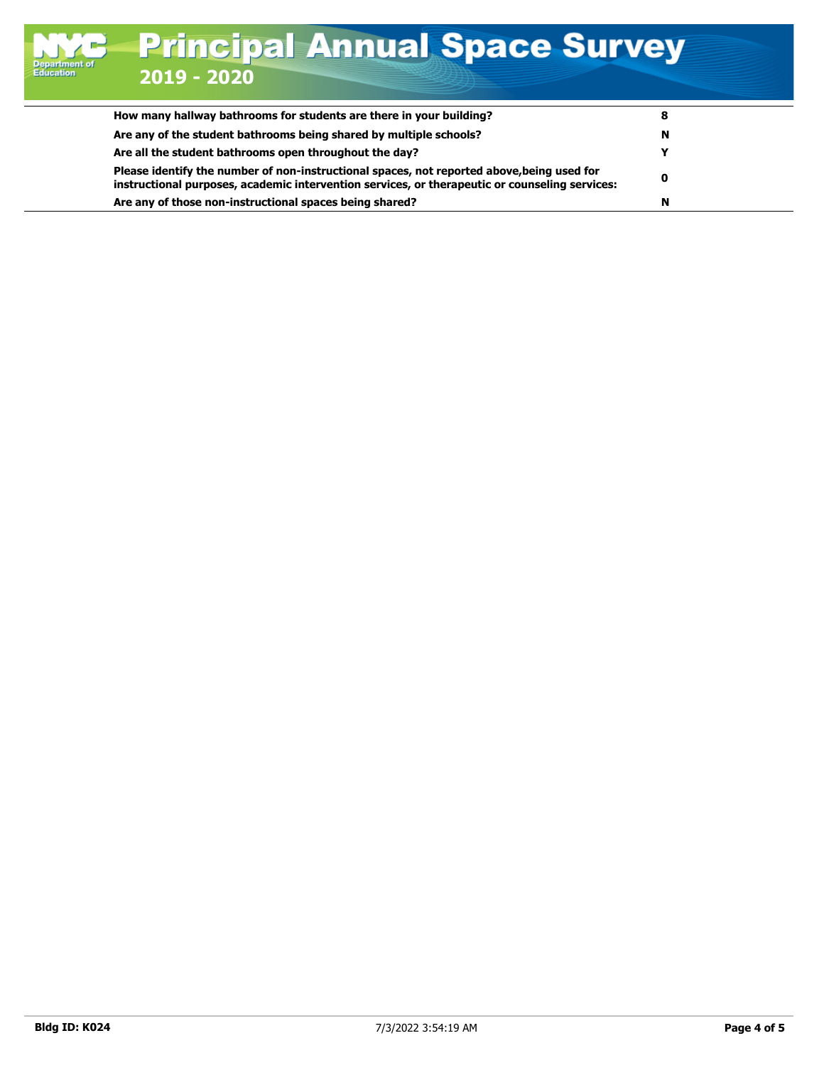| Question | Answer |
|---|---|
| **How many hallway bathrooms for students are there in your building?** | **8** |
| **Are any of the student bathrooms being shared by multiple schools?** | **N** |
| **Are all the student bathrooms open throughout the day?** | **Y** |
| **Please identify the number of non-instructional spaces, not reported above,being used for instructional purposes, academic intervention services, or therapeutic or counseling services:** | **0** |
| **Are any of those non-instructional spaces being shared?** | **N** |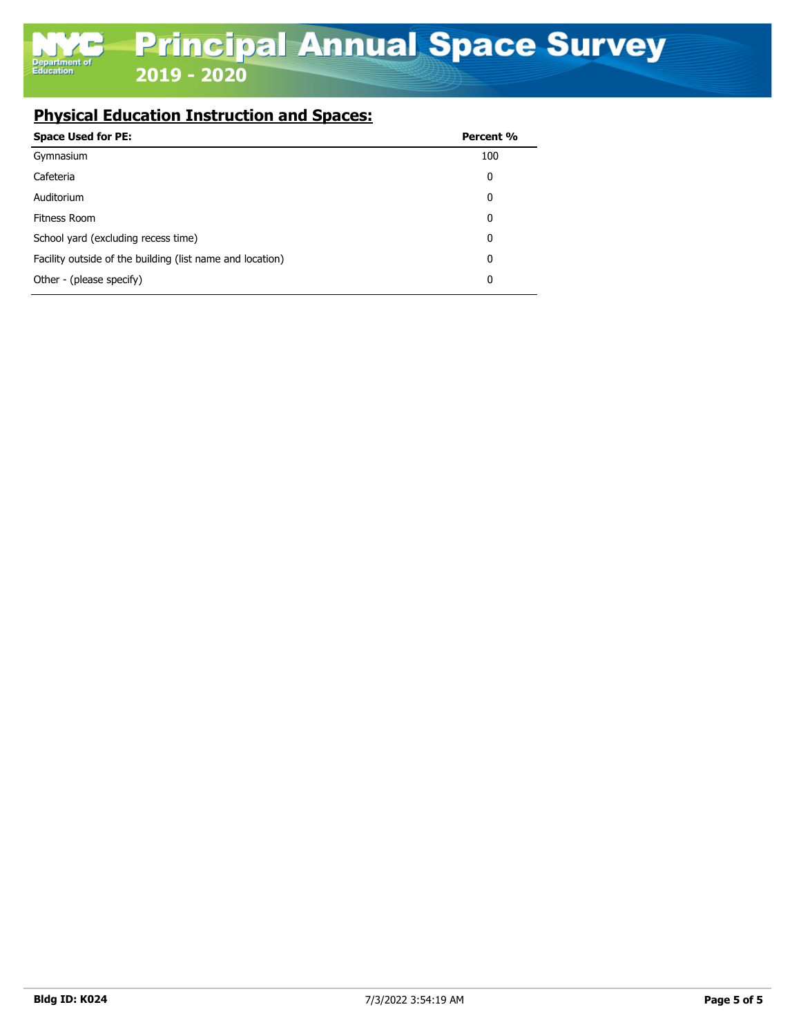## Physical Education Instruction and Spaces:

| Space Used for PE: | Percent % |
| --- | --- |
| Gymnasium | 100 |
| Cafeteria | 0 |
| Auditorium | 0 |
| Fitness Room | 0 |
| School yard (excluding recess time) | 0 |
| Facility outside of the building (list name and location) | 0 |
| Other - (please specify) | 0 |